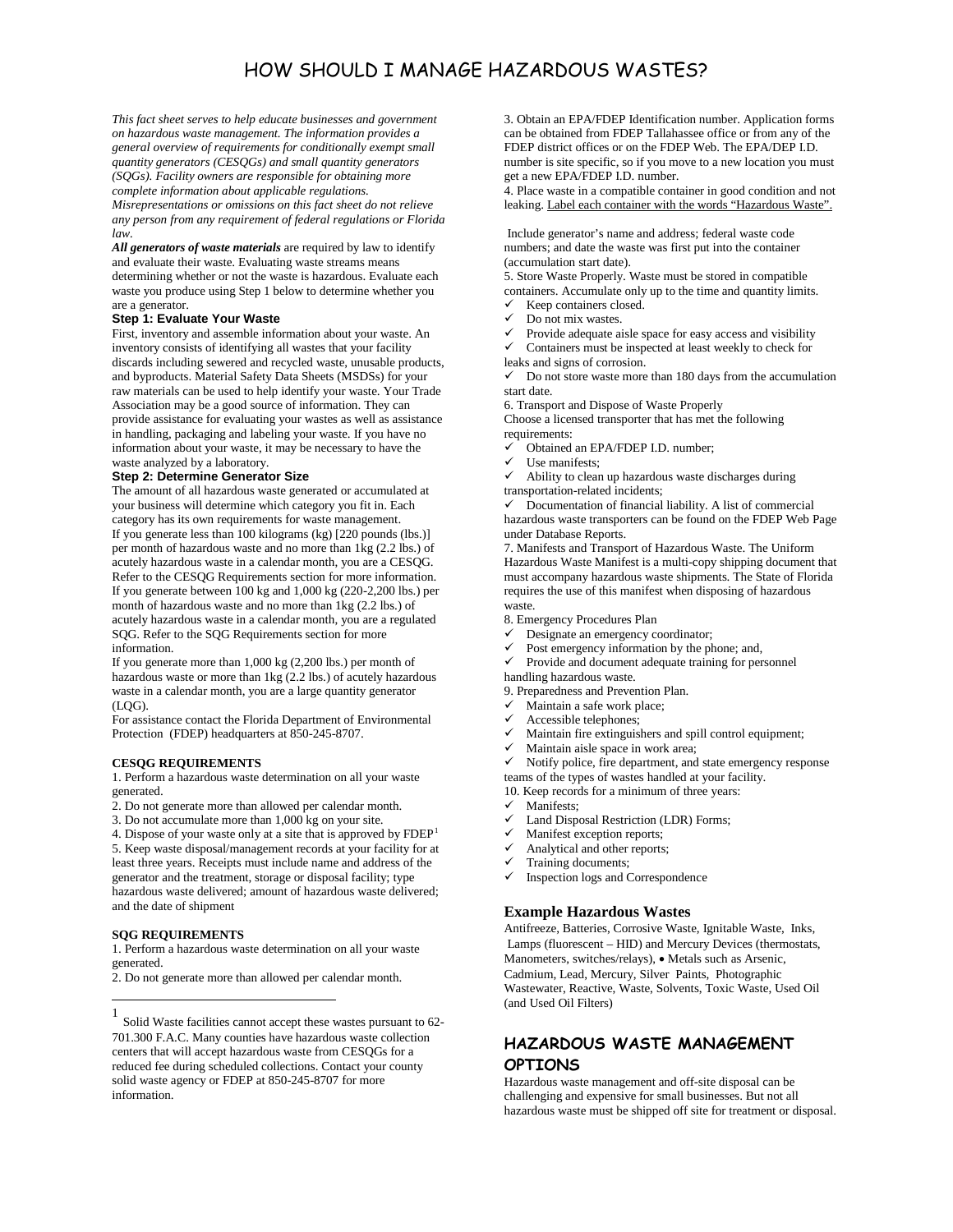# HOW SHOULD I MANAGE HAZARDOUS WASTES?

*This fact sheet serves to help educate businesses and government on hazardous waste management. The information provides a general overview of requirements for conditionally exempt small quantity generators (CESQGs) and small quantity generators (SQGs). Facility owners are responsible for obtaining more complete information about applicable regulations. Misrepresentations or omissions on this fact sheet do not relieve any person from any requirement of federal regulations or Florida law.*

***All generators of waste materials*** are required by law to identify and evaluate their waste. Evaluating waste streams means determining whether or not the waste is hazardous. Evaluate each waste you produce using Step 1 below to determine whether you are a generator.

### Step 1: Evaluate Your Waste

First, inventory and assemble information about your waste. An inventory consists of identifying all wastes that your facility discards including sewered and recycled waste, unusable products, and byproducts. Material Safety Data Sheets (MSDSs) for your raw materials can be used to help identify your waste. Your Trade Association may be a good source of information. They can provide assistance for evaluating your wastes as well as assistance in handling, packaging and labeling your waste. If you have no information about your waste, it may be necessary to have the waste analyzed by a laboratory.

### Step 2: Determine Generator Size

The amount of all hazardous waste generated or accumulated at your business will determine which category you fit in. Each category has its own requirements for waste management.

If you generate less than 100 kilograms (kg) [220 pounds (lbs.)] per month of hazardous waste and no more than 1kg (2.2 lbs.) of acutely hazardous waste in a calendar month, you are a CESQG. Refer to the CESQG Requirements section for more information.

If you generate between 100 kg and 1,000 kg (220-2,200 lbs.) per month of hazardous waste and no more than 1kg (2.2 lbs.) of acutely hazardous waste in a calendar month, you are a regulated SQG. Refer to the SQG Requirements section for more information.

If you generate more than 1,000 kg (2,200 lbs.) per month of hazardous waste or more than 1kg (2.2 lbs.) of acutely hazardous waste in a calendar month, you are a large quantity generator (LQG).

For assistance contact the Florida Department of Environmental Protection (FDEP) headquarters at 850-245-8707.

**CESQG REQUIREMENTS**

1. Perform a hazardous waste determination on all your waste generated.
2. Do not generate more than allowed per calendar month.
3. Do not accumulate more than 1,000 kg on your site.
4. Dispose of your waste only at a site that is approved by FDEP[1]
5. Keep waste disposal/management records at your facility for at least three years. Receipts must include name and address of the generator and the treatment, storage or disposal facility; type hazardous waste delivered; amount of hazardous waste delivered; and the date of shipment

**SQG REQUIREMENTS**

1. Perform a hazardous waste determination on all your waste generated.
2. Do not generate more than allowed per calendar month.
3. Obtain an EPA/FDEP Identification number. Application forms can be obtained from FDEP Tallahassee office or from any of the FDEP district offices or on the FDEP Web. The EPA/DEP I.D. number is site specific, so if you move to a new location you must get a new EPA/FDEP I.D. number.
4. Place waste in a compatible container in good condition and not leaking. <u>Label each container with the words "Hazardous Waste".</u>

Include generator's name and address; federal waste code numbers; and date the waste was first put into the container (accumulation start date).

5. Store Waste Properly. Waste must be stored in compatible containers. Accumulate only up to the time and quantity limits.
   - ✓ Keep containers closed.
   - ✓ Do not mix wastes.
   - ✓ Provide adequate aisle space for easy access and visibility
   - ✓ Containers must be inspected at least weekly to check for leaks and signs of corrosion.
   - ✓ Do not store waste more than 180 days from the accumulation start date.
6. Transport and Dispose of Waste Properly
   Choose a licensed transporter that has met the following requirements:
   - ✓ Obtained an EPA/FDEP I.D. number;
   - ✓ Use manifests;
   - ✓ Ability to clean up hazardous waste discharges during transportation-related incidents;
   - ✓ Documentation of financial liability. A list of commercial hazardous waste transporters can be found on the FDEP Web Page under Database Reports.
7. Manifests and Transport of Hazardous Waste. The Uniform Hazardous Waste Manifest is a multi-copy shipping document that must accompany hazardous waste shipments. The State of Florida requires the use of this manifest when disposing of hazardous waste.
8. Emergency Procedures Plan
   - ✓ Designate an emergency coordinator;
   - ✓ Post emergency information by the phone; and,
   - ✓ Provide and document adequate training for personnel handling hazardous waste.
9. Preparedness and Prevention Plan.
   - ✓ Maintain a safe work place;
   - ✓ Accessible telephones;
   - ✓ Maintain fire extinguishers and spill control equipment;
   - ✓ Maintain aisle space in work area;
   - ✓ Notify police, fire department, and state emergency response teams of the types of wastes handled at your facility.
10. Keep records for a minimum of three years:
    - ✓ Manifests;
    - ✓ Land Disposal Restriction (LDR) Forms;
    - ✓ Manifest exception reports;
    - ✓ Analytical and other reports;
    - ✓ Training documents;
    - ✓ Inspection logs and Correspondence

## Example Hazardous Wastes

Antifreeze, Batteries, Corrosive Waste, Ignitable Waste, Inks, Lamps (fluorescent – HID) and Mercury Devices (thermostats, Manometers, switches/relays), • Metals such as Arsenic, Cadmium, Lead, Mercury, Silver Paints, Photographic Wastewater, Reactive, Waste, Solvents, Toxic Waste, Used Oil (and Used Oil Filters)

## HAZARDOUS WASTE MANAGEMENT OPTIONS

Hazardous waste management and off-site disposal can be challenging and expensive for small businesses. But not all hazardous waste must be shipped off site for treatment or disposal.

---

[1] Solid Waste facilities cannot accept these wastes pursuant to 62-701.300 F.A.C. Many counties have hazardous waste collection centers that will accept hazardous waste from CESQGs for a reduced fee during scheduled collections. Contact your county solid waste agency or FDEP at 850-245-8707 for more information.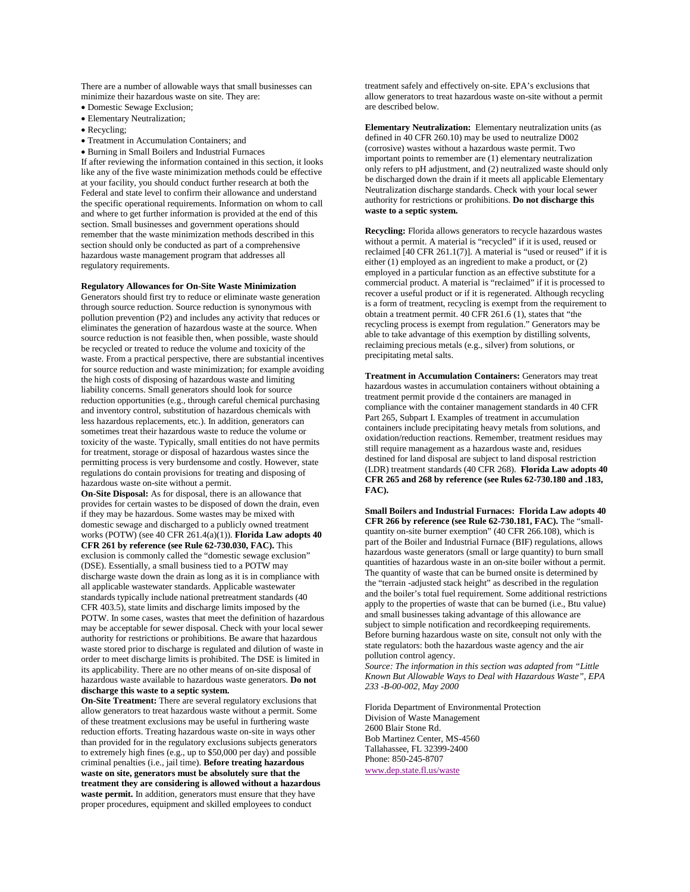There are a number of allowable ways that small businesses can minimize their hazardous waste on site. They are:

- Domestic Sewage Exclusion;
- Elementary Neutralization;
- Recycling;
- Treatment in Accumulation Containers; and
- Burning in Small Boilers and Industrial Furnaces

If after reviewing the information contained in this section, it looks like any of the five waste minimization methods could be effective at your facility, you should conduct further research at both the Federal and state level to confirm their allowance and understand the specific operational requirements. Information on whom to call and where to get further information is provided at the end of this section. Small businesses and government operations should remember that the waste minimization methods described in this section should only be conducted as part of a comprehensive hazardous waste management program that addresses all regulatory requirements.

**Regulatory Allowances for On-Site Waste Minimization**

Generators should first try to reduce or eliminate waste generation through source reduction. Source reduction is synonymous with pollution prevention (P2) and includes any activity that reduces or eliminates the generation of hazardous waste at the source. When source reduction is not feasible then, when possible, waste should be recycled or treated to reduce the volume and toxicity of the waste. From a practical perspective, there are substantial incentives for source reduction and waste minimization; for example avoiding the high costs of disposing of hazardous waste and limiting liability concerns. Small generators should look for source reduction opportunities (e.g., through careful chemical purchasing and inventory control, substitution of hazardous chemicals with less hazardous replacements, etc.). In addition, generators can sometimes treat their hazardous waste to reduce the volume or toxicity of the waste. Typically, small entities do not have permits for treatment, storage or disposal of hazardous wastes since the permitting process is very burdensome and costly. However, state regulations do contain provisions for treating and disposing of hazardous waste on-site without a permit.

**On-Site Disposal:** As for disposal, there is an allowance that provides for certain wastes to be disposed of down the drain, even if they may be hazardous. Some wastes may be mixed with domestic sewage and discharged to a publicly owned treatment works (POTW) (see 40 CFR 261.4(a)(1)). **Florida Law adopts 40 CFR 261 by reference (see Rule 62-730.030, FAC).** This exclusion is commonly called the "domestic sewage exclusion" (DSE). Essentially, a small business tied to a POTW may discharge waste down the drain as long as it is in compliance with all applicable wastewater standards. Applicable wastewater standards typically include national pretreatment standards (40 CFR 403.5), state limits and discharge limits imposed by the POTW. In some cases, wastes that meet the definition of hazardous may be acceptable for sewer disposal. Check with your local sewer authority for restrictions or prohibitions. Be aware that hazardous waste stored prior to discharge is regulated and dilution of waste in order to meet discharge limits is prohibited. The DSE is limited in its applicability. There are no other means of on-site disposal of hazardous waste available to hazardous waste generators. **Do not discharge this waste to a septic system.**

**On-Site Treatment:** There are several regulatory exclusions that allow generators to treat hazardous waste without a permit. Some of these treatment exclusions may be useful in furthering waste reduction efforts. Treating hazardous waste on-site in ways other than provided for in the regulatory exclusions subjects generators to extremely high fines (e.g., up to $50,000 per day) and possible criminal penalties (i.e., jail time). **Before treating hazardous waste on site, generators must be absolutely sure that the treatment they are considering is allowed without a hazardous waste permit.** In addition, generators must ensure that they have proper procedures, equipment and skilled employees to conduct treatment safely and effectively on-site. EPA's exclusions that allow generators to treat hazardous waste on-site without a permit are described below.

**Elementary Neutralization:** Elementary neutralization units (as defined in 40 CFR 260.10) may be used to neutralize D002 (corrosive) wastes without a hazardous waste permit. Two important points to remember are (1) elementary neutralization only refers to pH adjustment, and (2) neutralized waste should only be discharged down the drain if it meets all applicable Elementary Neutralization discharge standards. Check with your local sewer authority for restrictions or prohibitions. **Do not discharge this waste to a septic system.**

**Recycling:** Florida allows generators to recycle hazardous wastes without a permit. A material is "recycled" if it is used, reused or reclaimed [40 CFR 261.1(7)]. A material is "used or reused" if it is either (1) employed as an ingredient to make a product, or (2) employed in a particular function as an effective substitute for a commercial product. A material is "reclaimed" if it is processed to recover a useful product or if it is regenerated. Although recycling is a form of treatment, recycling is exempt from the requirement to obtain a treatment permit. 40 CFR 261.6 (1), states that "the recycling process is exempt from regulation." Generators may be able to take advantage of this exemption by distilling solvents, reclaiming precious metals (e.g., silver) from solutions, or precipitating metal salts.

**Treatment in Accumulation Containers:** Generators may treat hazardous wastes in accumulation containers without obtaining a treatment permit provide d the containers are managed in compliance with the container management standards in 40 CFR Part 265, Subpart I. Examples of treatment in accumulation containers include precipitating heavy metals from solutions, and oxidation/reduction reactions. Remember, treatment residues may still require management as a hazardous waste and, residues destined for land disposal are subject to land disposal restriction (LDR) treatment standards (40 CFR 268). **Florida Law adopts 40 CFR 265 and 268 by reference (see Rules 62-730.180 and .183, FAC).**

**Small Boilers and Industrial Furnaces: Florida Law adopts 40 CFR 266 by reference (see Rule 62-730.181, FAC).** The "small-quantity on-site burner exemption" (40 CFR 266.108), which is part of the Boiler and Industrial Furnace (BIF) regulations, allows hazardous waste generators (small or large quantity) to burn small quantities of hazardous waste in an on-site boiler without a permit. The quantity of waste that can be burned onsite is determined by the "terrain -adjusted stack height" as described in the regulation and the boiler's total fuel requirement. Some additional restrictions apply to the properties of waste that can be burned (i.e., Btu value) and small businesses taking advantage of this allowance are subject to simple notification and recordkeeping requirements. Before burning hazardous waste on site, consult not only with the state regulators: both the hazardous waste agency and the air pollution control agency.

*Source: The information in this section was adapted from "Little Known But Allowable Ways to Deal with Hazardous Waste", EPA 233 -B-00-002, May 2000*

Florida Department of Environmental Protection
Division of Waste Management
2600 Blair Stone Rd.
Bob Martinez Center, MS-4560
Tallahassee, FL 32399-2400
Phone: 850-245-8707
www.dep.state.fl.us/waste